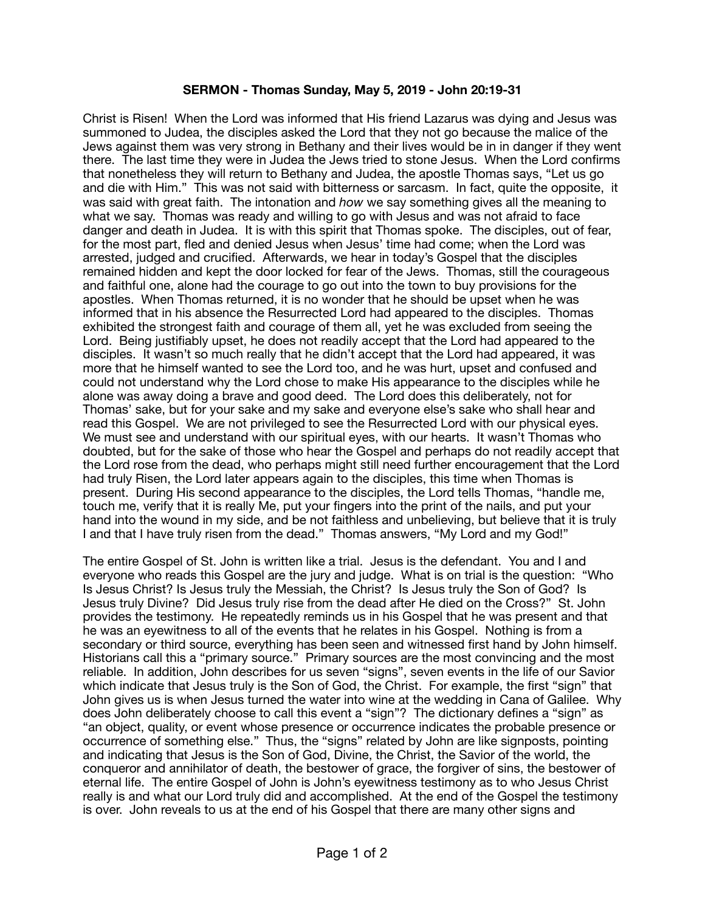**SERMON - Thomas Sunday, May 5, 2019 - John 20:19-31**

Christ is Risen! When the Lord was informed that His friend Lazarus was dying and Jesus was summoned to Judea, the disciples asked the Lord that they not go because the malice of the Jews against them was very strong in Bethany and their lives would be in in danger if they went there. The last time they were in Judea the Jews tried to stone Jesus. When the Lord confirms that nonetheless they will return to Bethany and Judea, the apostle Thomas says, "Let us go and die with Him." This was not said with bitterness or sarcasm. In fact, quite the opposite, it was said with great faith. The intonation and *how* we say something gives all the meaning to what we say. Thomas was ready and willing to go with Jesus and was not afraid to face danger and death in Judea. It is with this spirit that Thomas spoke. The disciples, out of fear, for the most part, fled and denied Jesus when Jesus' time had come; when the Lord was arrested, judged and crucified. Afterwards, we hear in today's Gospel that the disciples remained hidden and kept the door locked for fear of the Jews. Thomas, still the courageous and faithful one, alone had the courage to go out into the town to buy provisions for the apostles. When Thomas returned, it is no wonder that he should be upset when he was informed that in his absence the Resurrected Lord had appeared to the disciples. Thomas exhibited the strongest faith and courage of them all, yet he was excluded from seeing the Lord. Being justifiably upset, he does not readily accept that the Lord had appeared to the disciples. It wasn't so much really that he didn't accept that the Lord had appeared, it was more that he himself wanted to see the Lord too, and he was hurt, upset and confused and could not understand why the Lord chose to make His appearance to the disciples while he alone was away doing a brave and good deed. The Lord does this deliberately, not for Thomas' sake, but for your sake and my sake and everyone else's sake who shall hear and read this Gospel. We are not privileged to see the Resurrected Lord with our physical eyes. We must see and understand with our spiritual eyes, with our hearts. It wasn't Thomas who doubted, but for the sake of those who hear the Gospel and perhaps do not readily accept that the Lord rose from the dead, who perhaps might still need further encouragement that the Lord had truly Risen, the Lord later appears again to the disciples, this time when Thomas is present. During His second appearance to the disciples, the Lord tells Thomas, "handle me, touch me, verify that it is really Me, put your fingers into the print of the nails, and put your hand into the wound in my side, and be not faithless and unbelieving, but believe that it is truly I and that I have truly risen from the dead." Thomas answers, "My Lord and my God!"

The entire Gospel of St. John is written like a trial. Jesus is the defendant. You and I and everyone who reads this Gospel are the jury and judge. What is on trial is the question: "Who Is Jesus Christ? Is Jesus truly the Messiah, the Christ? Is Jesus truly the Son of God? Is Jesus truly Divine? Did Jesus truly rise from the dead after He died on the Cross?" St. John provides the testimony. He repeatedly reminds us in his Gospel that he was present and that he was an eyewitness to all of the events that he relates in his Gospel. Nothing is from a secondary or third source, everything has been seen and witnessed first hand by John himself. Historians call this a "primary source." Primary sources are the most convincing and the most reliable. In addition, John describes for us seven "signs", seven events in the life of our Savior which indicate that Jesus truly is the Son of God, the Christ. For example, the first "sign" that John gives us is when Jesus turned the water into wine at the wedding in Cana of Galilee. Why does John deliberately choose to call this event a "sign"? The dictionary defines a "sign" as "an object, quality, or event whose presence or occurrence indicates the probable presence or occurrence of something else." Thus, the "signs" related by John are like signposts, pointing and indicating that Jesus is the Son of God, Divine, the Christ, the Savior of the world, the conqueror and annihilator of death, the bestower of grace, the forgiver of sins, the bestower of eternal life. The entire Gospel of John is John's eyewitness testimony as to who Jesus Christ really is and what our Lord truly did and accomplished. At the end of the Gospel the testimony is over. John reveals to us at the end of his Gospel that there are many other signs and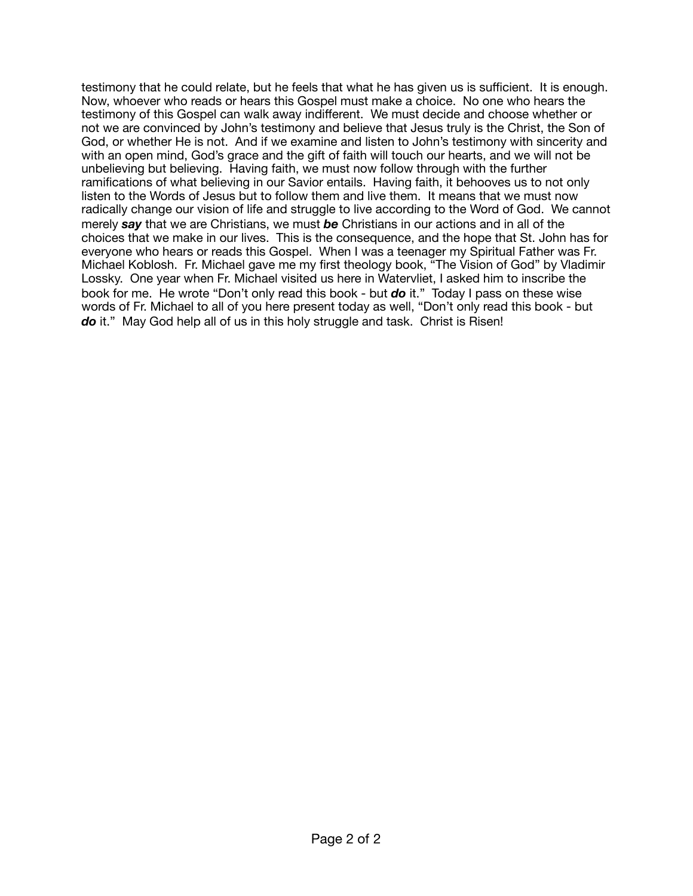testimony that he could relate, but he feels that what he has given us is sufficient. It is enough. Now, whoever who reads or hears this Gospel must make a choice. No one who hears the testimony of this Gospel can walk away indifferent. We must decide and choose whether or not we are convinced by John's testimony and believe that Jesus truly is the Christ, the Son of God, or whether He is not. And if we examine and listen to John's testimony with sincerity and with an open mind, God's grace and the gift of faith will touch our hearts, and we will not be unbelieving but believing. Having faith, we must now follow through with the further ramifications of what believing in our Savior entails. Having faith, it behooves us to not only listen to the Words of Jesus but to follow them and live them. It means that we must now radically change our vision of life and struggle to live according to the Word of God. We cannot merely ***say*** that we are Christians, we must ***be*** Christians in our actions and in all of the choices that we make in our lives. This is the consequence, and the hope that St. John has for everyone who hears or reads this Gospel. When I was a teenager my Spiritual Father was Fr. Michael Koblosh. Fr. Michael gave me my first theology book, "The Vision of God" by Vladimir Lossky. One year when Fr. Michael visited us here in Watervliet, I asked him to inscribe the book for me. He wrote "Don't only read this book - but ***do*** it." Today I pass on these wise words of Fr. Michael to all of you here present today as well, "Don't only read this book - but ***do*** it." May God help all of us in this holy struggle and task. Christ is Risen!